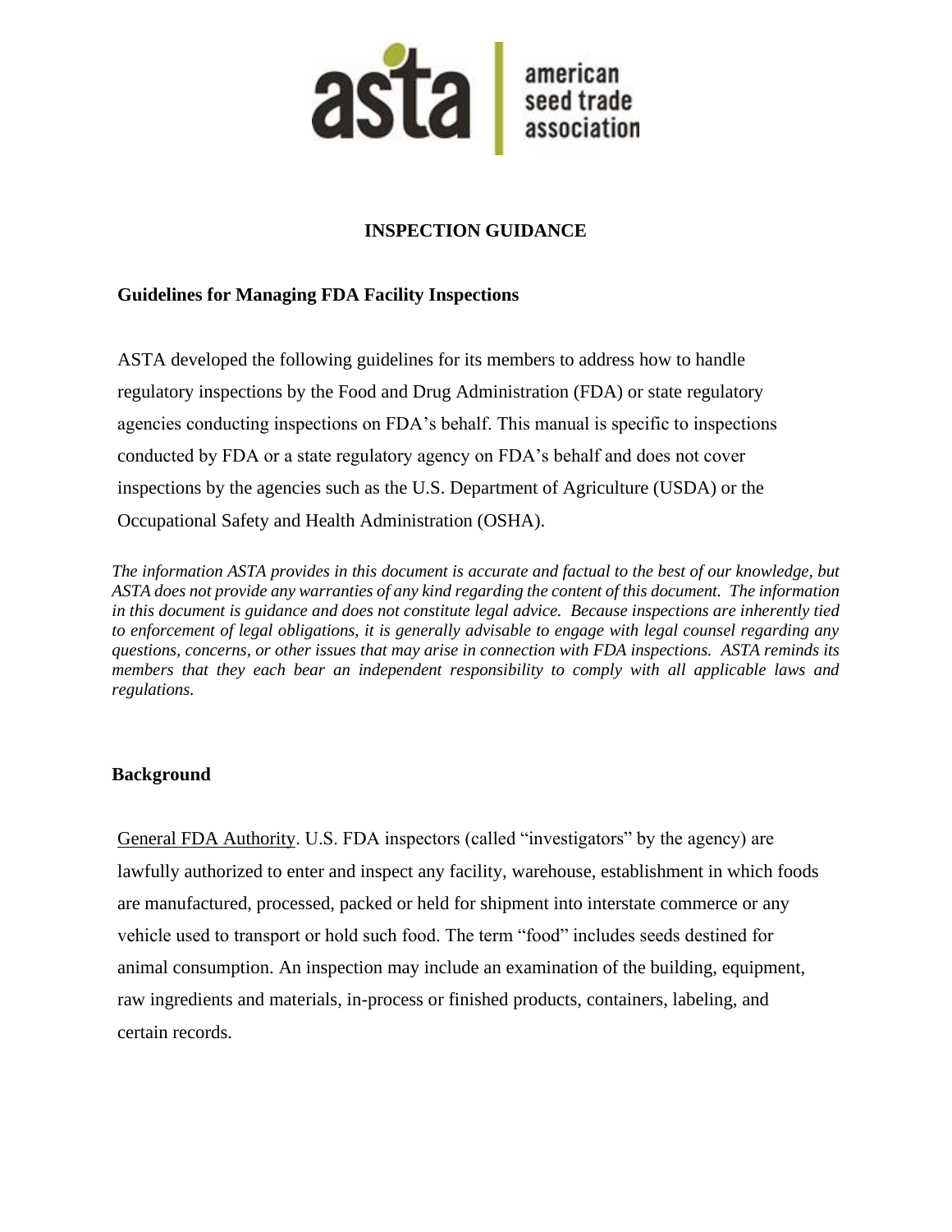asta | american seed trade association

# INSPECTION GUIDANCE

## Guidelines for Managing FDA Facility Inspections

ASTA developed the following guidelines for its members to address how to handle regulatory inspections by the Food and Drug Administration (FDA) or state regulatory agencies conducting inspections on FDA's behalf. This manual is specific to inspections conducted by FDA or a state regulatory agency on FDA's behalf and does not cover inspections by the agencies such as the U.S. Department of Agriculture (USDA) or the Occupational Safety and Health Administration (OSHA).

*The information ASTA provides in this document is accurate and factual to the best of our knowledge, but ASTA does not provide any warranties of any kind regarding the content of this document. The information in this document is guidance and does not constitute legal advice. Because inspections are inherently tied to enforcement of legal obligations, it is generally advisable to engage with legal counsel regarding any questions, concerns, or other issues that may arise in connection with FDA inspections. ASTA reminds its members that they each bear an independent responsibility to comply with all applicable laws and regulations.*

## Background

General FDA Authority. U.S. FDA inspectors (called "investigators" by the agency) are lawfully authorized to enter and inspect any facility, warehouse, establishment in which foods are manufactured, processed, packed or held for shipment into interstate commerce or any vehicle used to transport or hold such food. The term "food" includes seeds destined for animal consumption. An inspection may include an examination of the building, equipment, raw ingredients and materials, in-process or finished products, containers, labeling, and certain records.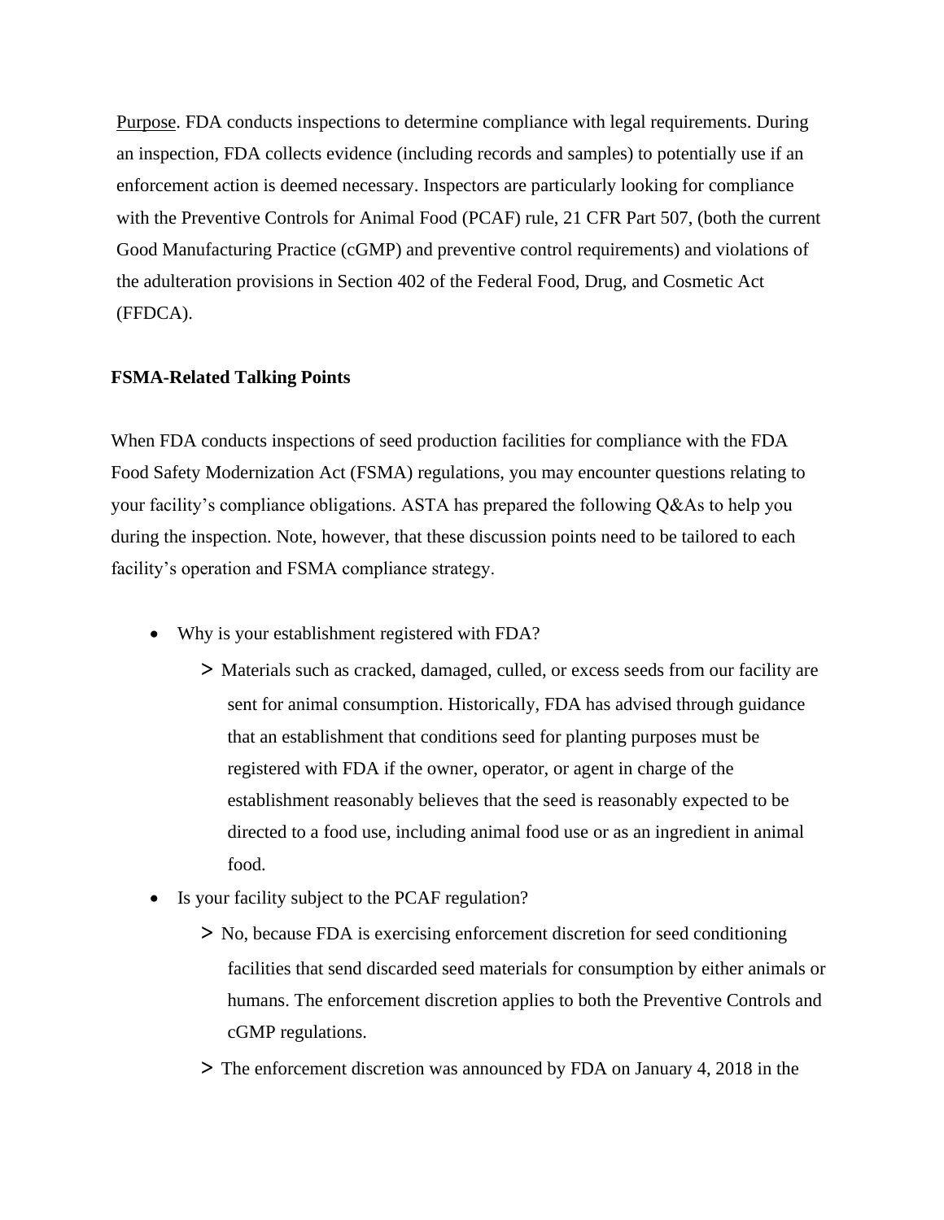Purpose. FDA conducts inspections to determine compliance with legal requirements. During an inspection, FDA collects evidence (including records and samples) to potentially use if an enforcement action is deemed necessary. Inspectors are particularly looking for compliance with the Preventive Controls for Animal Food (PCAF) rule, 21 CFR Part 507, (both the current Good Manufacturing Practice (cGMP) and preventive control requirements) and violations of the adulteration provisions in Section 402 of the Federal Food, Drug, and Cosmetic Act (FFDCA).

**FSMA-Related Talking Points**

When FDA conducts inspections of seed production facilities for compliance with the FDA Food Safety Modernization Act (FSMA) regulations, you may encounter questions relating to your facility's compliance obligations. ASTA has prepared the following Q&As to help you during the inspection. Note, however, that these discussion points need to be tailored to each facility's operation and FSMA compliance strategy.

- Why is your establishment registered with FDA?
  - > Materials such as cracked, damaged, culled, or excess seeds from our facility are sent for animal consumption. Historically, FDA has advised through guidance that an establishment that conditions seed for planting purposes must be registered with FDA if the owner, operator, or agent in charge of the establishment reasonably believes that the seed is reasonably expected to be directed to a food use, including animal food use or as an ingredient in animal food.
- Is your facility subject to the PCAF regulation?
  - > No, because FDA is exercising enforcement discretion for seed conditioning facilities that send discarded seed materials for consumption by either animals or humans. The enforcement discretion applies to both the Preventive Controls and cGMP regulations.
  - > The enforcement discretion was announced by FDA on January 4, 2018 in the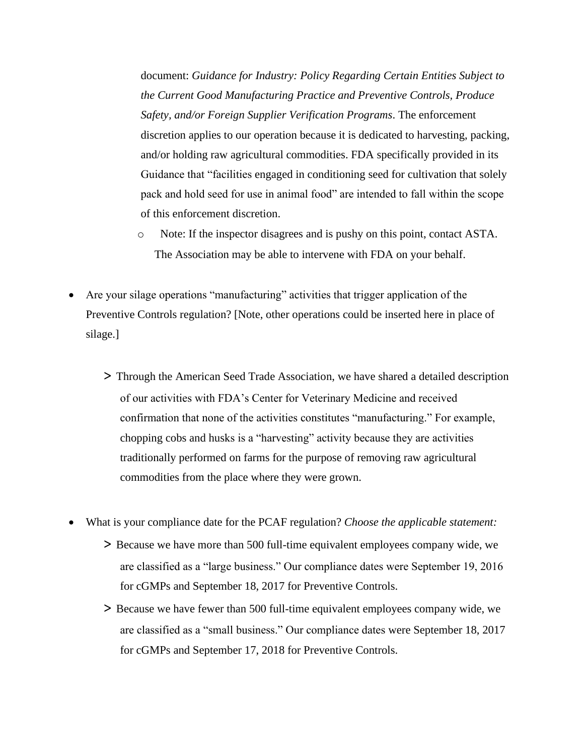document: *Guidance for Industry: Policy Regarding Certain Entities Subject to the Current Good Manufacturing Practice and Preventive Controls, Produce Safety, and/or Foreign Supplier Verification Programs*. The enforcement discretion applies to our operation because it is dedicated to harvesting, packing, and/or holding raw agricultural commodities. FDA specifically provided in its Guidance that "facilities engaged in conditioning seed for cultivation that solely pack and hold seed for use in animal food" are intended to fall within the scope of this enforcement discretion.

  - Note: If the inspector disagrees and is pushy on this point, contact ASTA. The Association may be able to intervene with FDA on your behalf.

- Are your silage operations "manufacturing" activities that trigger application of the Preventive Controls regulation? [Note, other operations could be inserted here in place of silage.]

  - Through the American Seed Trade Association, we have shared a detailed description of our activities with FDA's Center for Veterinary Medicine and received confirmation that none of the activities constitutes "manufacturing." For example, chopping cobs and husks is a "harvesting" activity because they are activities traditionally performed on farms for the purpose of removing raw agricultural commodities from the place where they were grown.

- What is your compliance date for the PCAF regulation? *Choose the applicable statement:*
  - Because we have more than 500 full-time equivalent employees company wide, we are classified as a "large business." Our compliance dates were September 19, 2016 for cGMPs and September 18, 2017 for Preventive Controls.
  - Because we have fewer than 500 full-time equivalent employees company wide, we are classified as a "small business." Our compliance dates were September 18, 2017 for cGMPs and September 17, 2018 for Preventive Controls.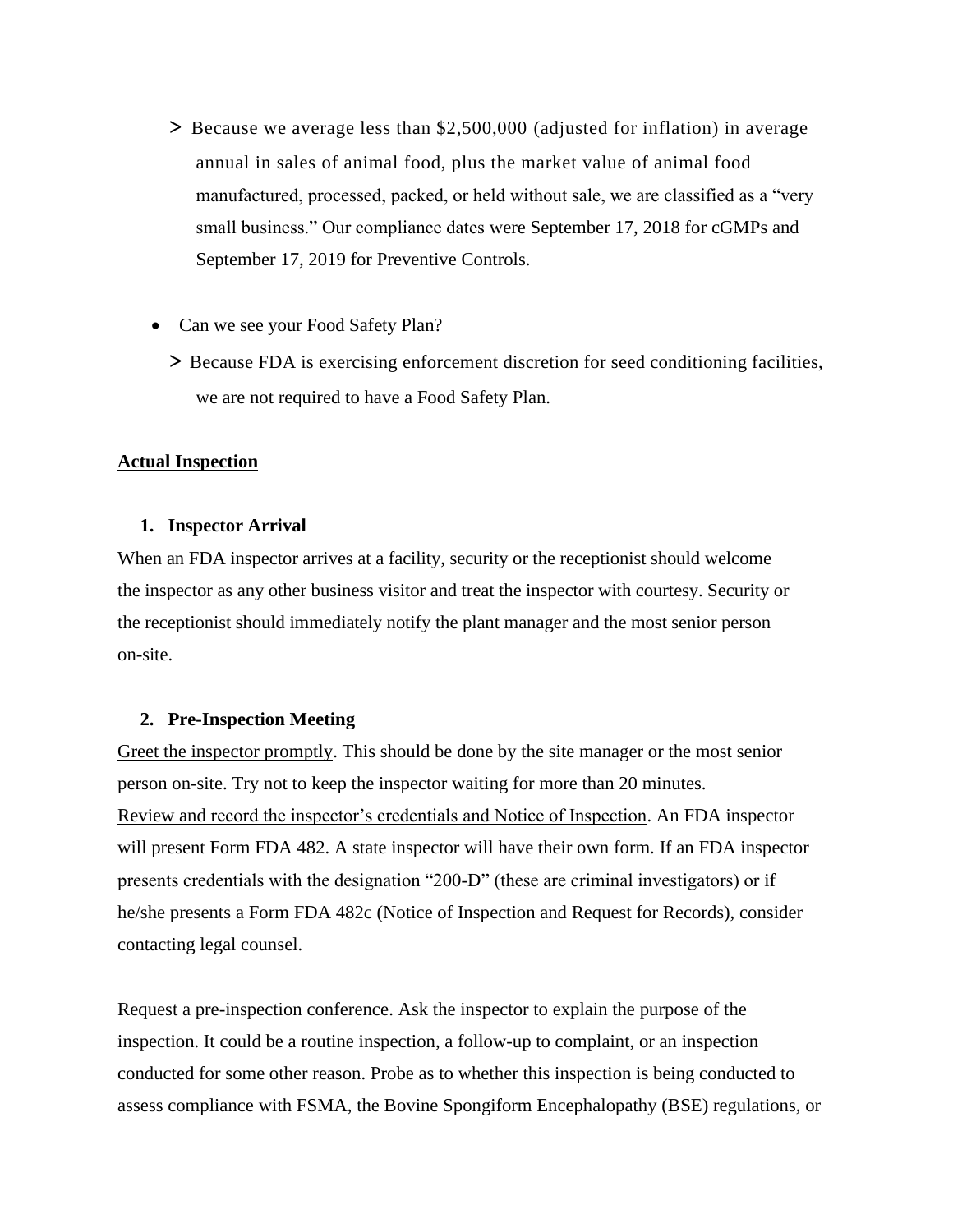> Because we average less than $2,500,000 (adjusted for inflation) in average annual in sales of animal food, plus the market value of animal food manufactured, processed, packed, or held without sale, we are classified as a "very small business." Our compliance dates were September 17, 2018 for cGMPs and September 17, 2019 for Preventive Controls.

- Can we see your Food Safety Plan?

  > Because FDA is exercising enforcement discretion for seed conditioning facilities, we are not required to have a Food Safety Plan.

**<u>Actual Inspection</u>**

1. **Inspector Arrival**

When an FDA inspector arrives at a facility, security or the receptionist should welcome the inspector as any other business visitor and treat the inspector with courtesy. Security or the receptionist should immediately notify the plant manager and the most senior person on-site.

2. **Pre-Inspection Meeting**

<u>Greet the inspector promptly</u>. This should be done by the site manager or the most senior person on-site. Try not to keep the inspector waiting for more than 20 minutes.
<u>Review and record the inspector's credentials and Notice of Inspection</u>. An FDA inspector will present Form FDA 482. A state inspector will have their own form. If an FDA inspector presents credentials with the designation "200-D" (these are criminal investigators) or if he/she presents a Form FDA 482c (Notice of Inspection and Request for Records), consider contacting legal counsel.

<u>Request a pre-inspection conference</u>. Ask the inspector to explain the purpose of the inspection. It could be a routine inspection, a follow-up to complaint, or an inspection conducted for some other reason. Probe as to whether this inspection is being conducted to assess compliance with FSMA, the Bovine Spongiform Encephalopathy (BSE) regulations, or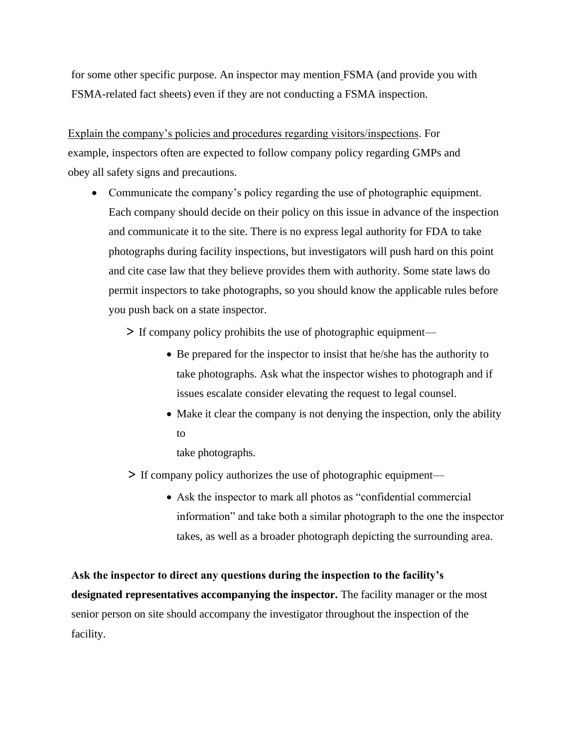for some other specific purpose. An inspector may mention FSMA (and provide you with FSMA-related fact sheets) even if they are not conducting a FSMA inspection.

<u>Explain the company's policies and procedures regarding visitors/inspections</u>. For example, inspectors often are expected to follow company policy regarding GMPs and obey all safety signs and precautions.

- Communicate the company's policy regarding the use of photographic equipment. Each company should decide on their policy on this issue in advance of the inspection and communicate it to the site. There is no express legal authority for FDA to take photographs during facility inspections, but investigators will push hard on this point and cite case law that they believe provides them with authority. Some state laws do permit inspectors to take photographs, so you should know the applicable rules before you push back on a state inspector.
  - If company policy prohibits the use of photographic equipment—
    - Be prepared for the inspector to insist that he/she has the authority to take photographs. Ask what the inspector wishes to photograph and if issues escalate consider elevating the request to legal counsel.
    - Make it clear the company is not denying the inspection, only the ability to take photographs.
  - If company policy authorizes the use of photographic equipment—
    - Ask the inspector to mark all photos as "confidential commercial information" and take both a similar photograph to the one the inspector takes, as well as a broader photograph depicting the surrounding area.

**Ask the inspector to direct any questions during the inspection to the facility's designated representatives accompanying the inspector.** The facility manager or the most senior person on site should accompany the investigator throughout the inspection of the facility.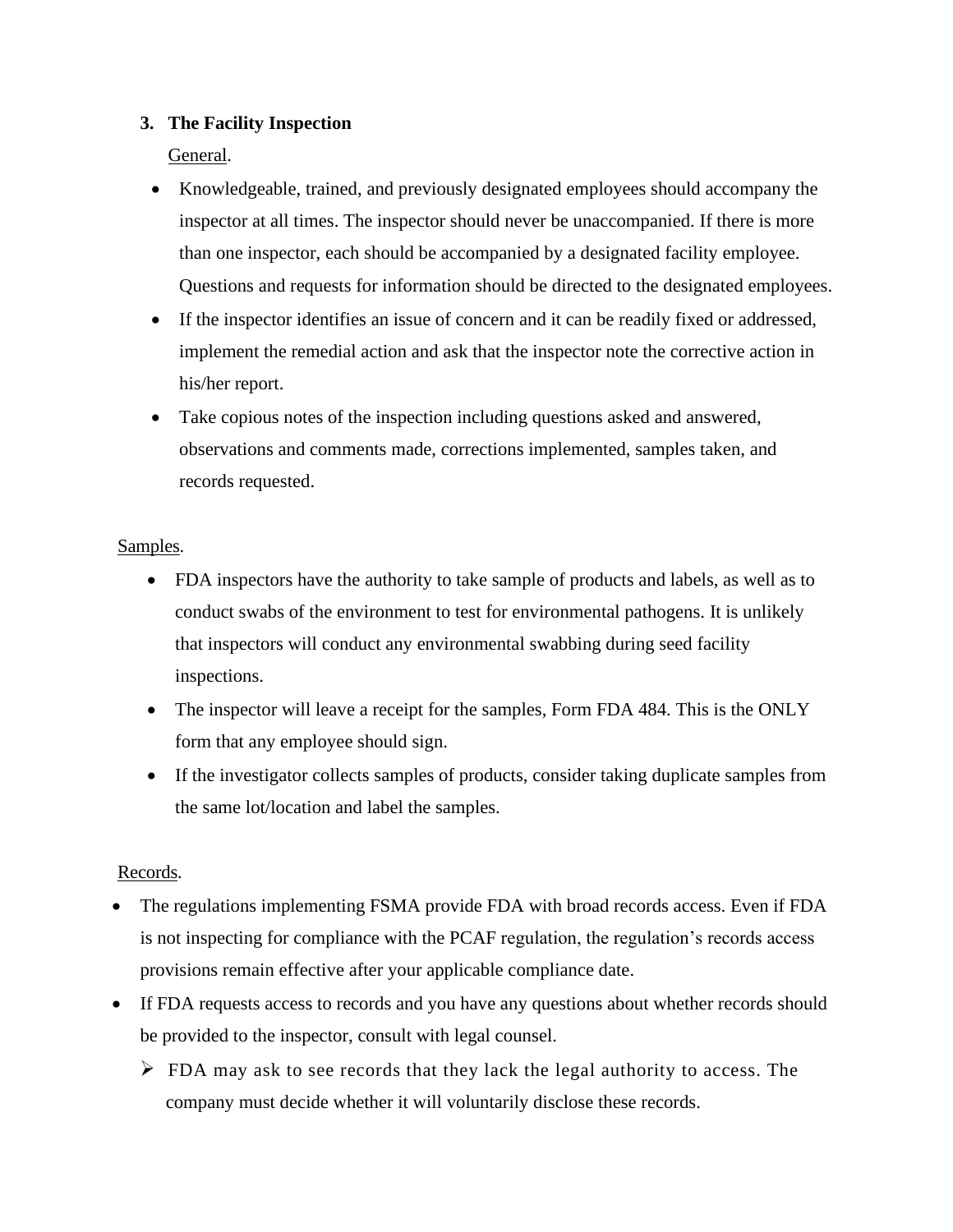### 3. The Facility Inspection

General.

- Knowledgeable, trained, and previously designated employees should accompany the inspector at all times. The inspector should never be unaccompanied. If there is more than one inspector, each should be accompanied by a designated facility employee. Questions and requests for information should be directed to the designated employees.
- If the inspector identifies an issue of concern and it can be readily fixed or addressed, implement the remedial action and ask that the inspector note the corrective action in his/her report.
- Take copious notes of the inspection including questions asked and answered, observations and comments made, corrections implemented, samples taken, and records requested.

Samples.

- FDA inspectors have the authority to take sample of products and labels, as well as to conduct swabs of the environment to test for environmental pathogens. It is unlikely that inspectors will conduct any environmental swabbing during seed facility inspections.
- The inspector will leave a receipt for the samples, Form FDA 484. This is the ONLY form that any employee should sign.
- If the investigator collects samples of products, consider taking duplicate samples from the same lot/location and label the samples.

Records.

- The regulations implementing FSMA provide FDA with broad records access. Even if FDA is not inspecting for compliance with the PCAF regulation, the regulation's records access provisions remain effective after your applicable compliance date.
- If FDA requests access to records and you have any questions about whether records should be provided to the inspector, consult with legal counsel.
  - FDA may ask to see records that they lack the legal authority to access. The company must decide whether it will voluntarily disclose these records.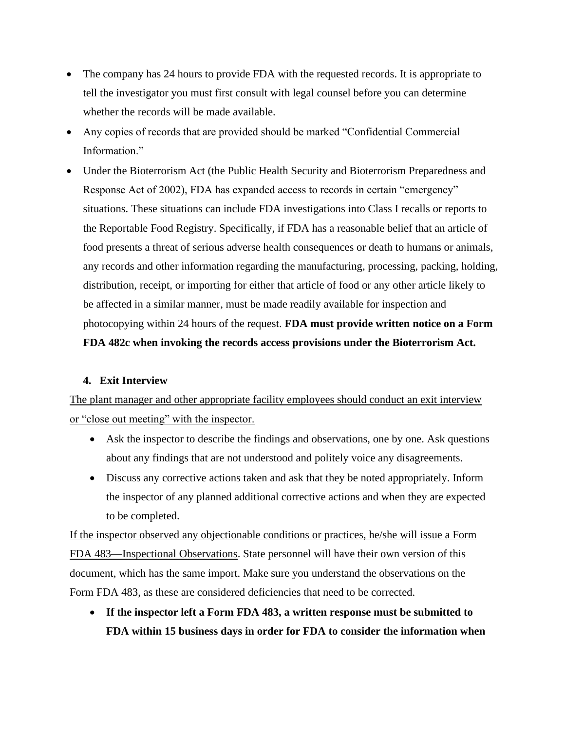- The company has 24 hours to provide FDA with the requested records. It is appropriate to tell the investigator you must first consult with legal counsel before you can determine whether the records will be made available.
- Any copies of records that are provided should be marked "Confidential Commercial Information."
- Under the Bioterrorism Act (the Public Health Security and Bioterrorism Preparedness and Response Act of 2002), FDA has expanded access to records in certain "emergency" situations. These situations can include FDA investigations into Class I recalls or reports to the Reportable Food Registry. Specifically, if FDA has a reasonable belief that an article of food presents a threat of serious adverse health consequences or death to humans or animals, any records and other information regarding the manufacturing, processing, packing, holding, distribution, receipt, or importing for either that article of food or any other article likely to be affected in a similar manner, must be made readily available for inspection and photocopying within 24 hours of the request. **FDA must provide written notice on a Form FDA 482c when invoking the records access provisions under the Bioterrorism Act.**

### 4. Exit Interview

<u>The plant manager and other appropriate facility employees should conduct an exit interview or "close out meeting" with the inspector.</u>

- Ask the inspector to describe the findings and observations, one by one. Ask questions about any findings that are not understood and politely voice any disagreements.
- Discuss any corrective actions taken and ask that they be noted appropriately. Inform the inspector of any planned additional corrective actions and when they are expected to be completed.

<u>If the inspector observed any objectionable conditions or practices, he/she will issue a Form FDA 483—Inspectional Observations</u>. State personnel will have their own version of this document, which has the same import. Make sure you understand the observations on the Form FDA 483, as these are considered deficiencies that need to be corrected.

- **If the inspector left a Form FDA 483, a written response must be submitted to FDA within 15 business days in order for FDA to consider the information when**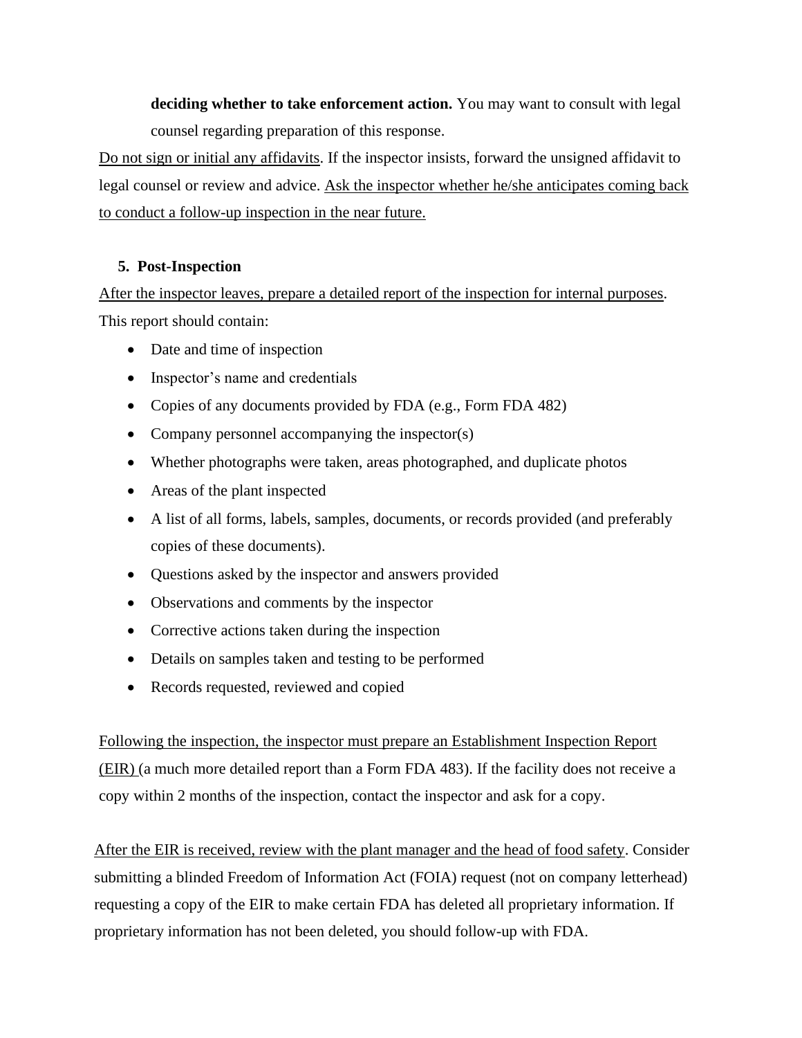**deciding whether to take enforcement action.** You may want to consult with legal counsel regarding preparation of this response.

Do not sign or initial any affidavits. If the inspector insists, forward the unsigned affidavit to legal counsel or review and advice. Ask the inspector whether he/she anticipates coming back to conduct a follow-up inspection in the near future.

**5. Post-Inspection**

After the inspector leaves, prepare a detailed report of the inspection for internal purposes. This report should contain:

- Date and time of inspection
- Inspector's name and credentials
- Copies of any documents provided by FDA (e.g., Form FDA 482)
- Company personnel accompanying the inspector(s)
- Whether photographs were taken, areas photographed, and duplicate photos
- Areas of the plant inspected
- A list of all forms, labels, samples, documents, or records provided (and preferably copies of these documents).
- Questions asked by the inspector and answers provided
- Observations and comments by the inspector
- Corrective actions taken during the inspection
- Details on samples taken and testing to be performed
- Records requested, reviewed and copied

Following the inspection, the inspector must prepare an Establishment Inspection Report (EIR) (a much more detailed report than a Form FDA 483). If the facility does not receive a copy within 2 months of the inspection, contact the inspector and ask for a copy.

After the EIR is received, review with the plant manager and the head of food safety. Consider submitting a blinded Freedom of Information Act (FOIA) request (not on company letterhead) requesting a copy of the EIR to make certain FDA has deleted all proprietary information. If proprietary information has not been deleted, you should follow-up with FDA.